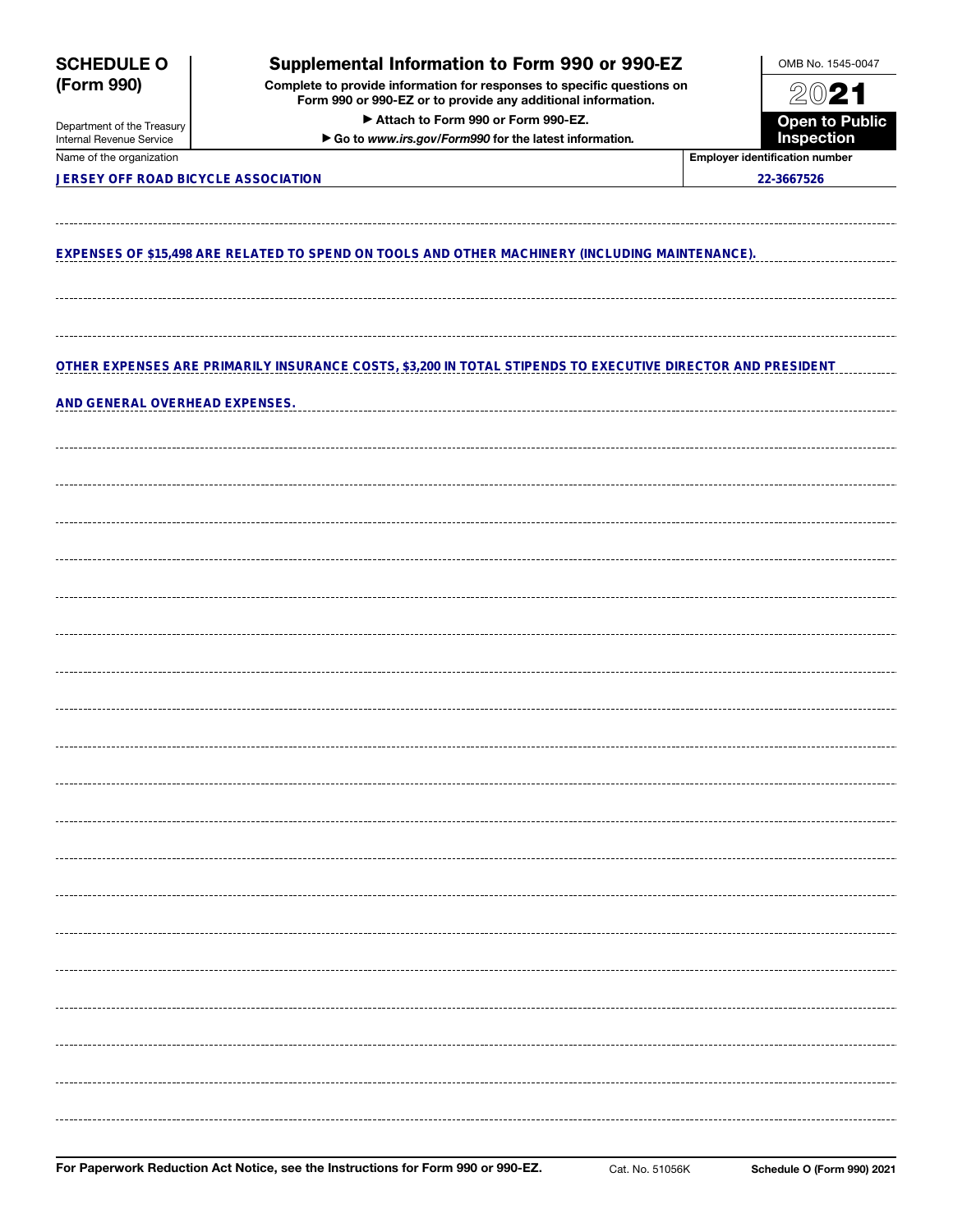# SCHEDULE O (Form 990)

Department of the Treasury
Internal Revenue Service

## Supplemental Information to Form 990 or 990-EZ

**Complete to provide information for responses to specific questions on Form 990 or 990-EZ or to provide any additional information.**

► Attach to Form 990 or Form 990-EZ.

► Go to *www.irs.gov/Form990* for the latest information.

OMB No. 1545-0047

2021

**Open to Public Inspection**

| Name of the organization | Employer identification number |
|---|---|
| JERSEY OFF ROAD BICYCLE ASSOCIATION | 22-3667526 |

EXPENSES OF $15,498 ARE RELATED TO SPEND ON TOOLS AND OTHER MACHINERY (INCLUDING MAINTENANCE).

OTHER EXPENSES ARE PRIMARILY INSURANCE COSTS, $3,200 IN TOTAL STIPENDS TO EXECUTIVE DIRECTOR AND PRESIDENT AND GENERAL OVERHEAD EXPENSES.

For Paperwork Reduction Act Notice, see the Instructions for Form 990 or 990-EZ. Cat. No. 51056K Schedule O (Form 990) 2021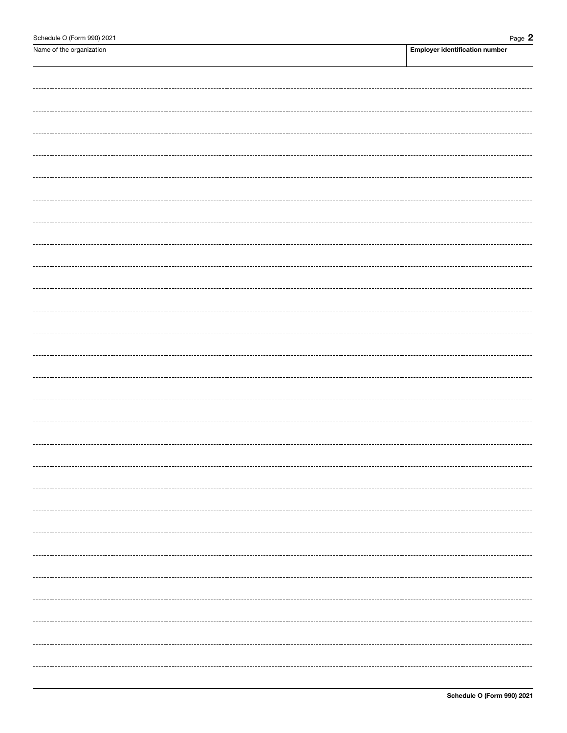| Name of the organization | Employer identification number |
| --- | --- |
| | |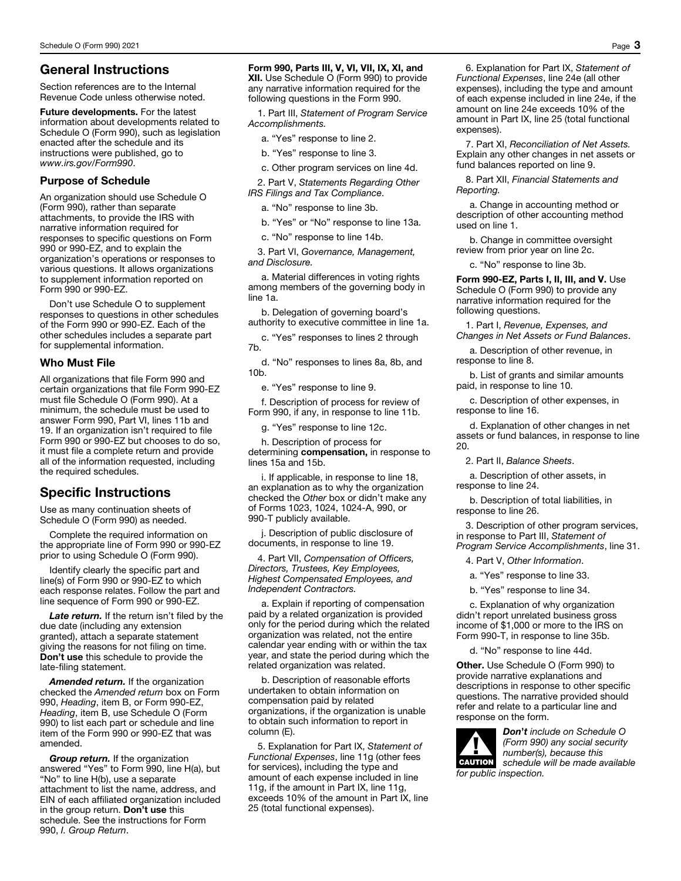## General Instructions

Section references are to the Internal Revenue Code unless otherwise noted.

**Future developments.** For the latest information about developments related to Schedule O (Form 990), such as legislation enacted after the schedule and its instructions were published, go to *www.irs.gov/Form990*.

### Purpose of Schedule

An organization should use Schedule O (Form 990), rather than separate attachments, to provide the IRS with narrative information required for responses to specific questions on Form 990 or 990-EZ, and to explain the organization's operations or responses to various questions. It allows organizations to supplement information reported on Form 990 or 990-EZ.

Don't use Schedule O to supplement responses to questions in other schedules of the Form 990 or 990-EZ. Each of the other schedules includes a separate part for supplemental information.

### Who Must File

All organizations that file Form 990 and certain organizations that file Form 990-EZ must file Schedule O (Form 990). At a minimum, the schedule must be used to answer Form 990, Part VI, lines 11b and 19. If an organization isn't required to file Form 990 or 990-EZ but chooses to do so, it must file a complete return and provide all of the information requested, including the required schedules.

## Specific Instructions

Use as many continuation sheets of Schedule O (Form 990) as needed.

Complete the required information on the appropriate line of Form 990 or 990-EZ prior to using Schedule O (Form 990).

Identify clearly the specific part and line(s) of Form 990 or 990-EZ to which each response relates. Follow the part and line sequence of Form 990 or 990-EZ.

***Late return.*** If the return isn't filed by the due date (including any extension granted), attach a separate statement giving the reasons for not filing on time. **Don't use** this schedule to provide the late-filing statement.

***Amended return.*** If the organization checked the *Amended return* box on Form 990, *Heading*, item B, or Form 990-EZ, *Heading*, item B, use Schedule O (Form 990) to list each part or schedule and line item of the Form 990 or 990-EZ that was amended.

***Group return.*** If the organization answered "Yes" to Form 990, line H(a), but "No" to line H(b), use a separate attachment to list the name, address, and EIN of each affiliated organization included in the group return. **Don't use** this schedule. See the instructions for Form 990, *I. Group Return*.

**Form 990, Parts III, V, VI, VII, IX, XI, and XII.** Use Schedule O (Form 990) to provide any narrative information required for the following questions in the Form 990.

1. Part III, *Statement of Program Service Accomplishments.*

   a. "Yes" response to line 2.

   b. "Yes" response to line 3.

   c. Other program services on line 4d.

2. Part V, *Statements Regarding Other IRS Filings and Tax Compliance*.

   a. "No" response to line 3b.

   b. "Yes" or "No" response to line 13a.

   c. "No" response to line 14b.

3. Part VI, *Governance, Management, and Disclosure.*

   a. Material differences in voting rights among members of the governing body in line 1a.

   b. Delegation of governing board's authority to executive committee in line 1a.

   c. "Yes" responses to lines 2 through 7b.

   d. "No" responses to lines 8a, 8b, and 10b.

   e. "Yes" response to line 9.

   f. Description of process for review of Form 990, if any, in response to line 11b.

   g. "Yes" response to line 12c.

   h. Description of process for determining **compensation,** in response to lines 15a and 15b.

   i. If applicable, in response to line 18, an explanation as to why the organization checked the *Other* box or didn't make any of Forms 1023, 1024, 1024-A, 990, or 990-T publicly available.

   j. Description of public disclosure of documents, in response to line 19.

4. Part VII, *Compensation of Officers, Directors, Trustees, Key Employees, Highest Compensated Employees, and Independent Contractors.*

   a. Explain if reporting of compensation paid by a related organization is provided only for the period during which the related organization was related, not the entire calendar year ending with or within the tax year, and state the period during which the related organization was related.

   b. Description of reasonable efforts undertaken to obtain information on compensation paid by related organizations, if the organization is unable to obtain such information to report in column (E).

5. Explanation for Part IX, *Statement of Functional Expenses*, line 11g (other fees for services), including the type and amount of each expense included in line 11g, if the amount in Part IX, line 11g, exceeds 10% of the amount in Part IX, line 25 (total functional expenses).

6. Explanation for Part IX, *Statement of Functional Expenses*, line 24e (all other expenses), including the type and amount of each expense included in line 24e, if the amount on line 24e exceeds 10% of the amount in Part IX, line 25 (total functional expenses).

7. Part XI, *Reconciliation of Net Assets.* Explain any other changes in net assets or fund balances reported on line 9.

8. Part XII, *Financial Statements and Reporting.*

   a. Change in accounting method or description of other accounting method used on line 1.

   b. Change in committee oversight review from prior year on line 2c.

   c. "No" response to line 3b.

**Form 990-EZ, Parts I, II, III, and V.** Use Schedule O (Form 990) to provide any narrative information required for the following questions.

1. Part I, *Revenue, Expenses, and Changes in Net Assets or Fund Balances*.

   a. Description of other revenue, in response to line 8.

   b. List of grants and similar amounts paid, in response to line 10.

   c. Description of other expenses, in response to line 16.

   d. Explanation of other changes in net assets or fund balances, in response to line 20.

2. Part II, *Balance Sheets*.

   a. Description of other assets, in response to line 24.

   b. Description of total liabilities, in response to line 26.

3. Description of other program services, in response to Part III, *Statement of Program Service Accomplishments*, line 31.

4. Part V, *Other Information*.

   a. "Yes" response to line 33.

   b. "Yes" response to line 34.

   c. Explanation of why organization didn't report unrelated business gross income of $1,000 or more to the IRS on Form 990-T, in response to line 35b.

   d. "No" response to line 44d.

**Other.** Use Schedule O (Form 990) to provide narrative explanations and descriptions in response to other specific questions. The narrative provided should refer and relate to a particular line and response on the form.

**CAUTION** ***Don't*** *include on Schedule O (Form 990) any social security number(s), because this schedule will be made available for public inspection.*